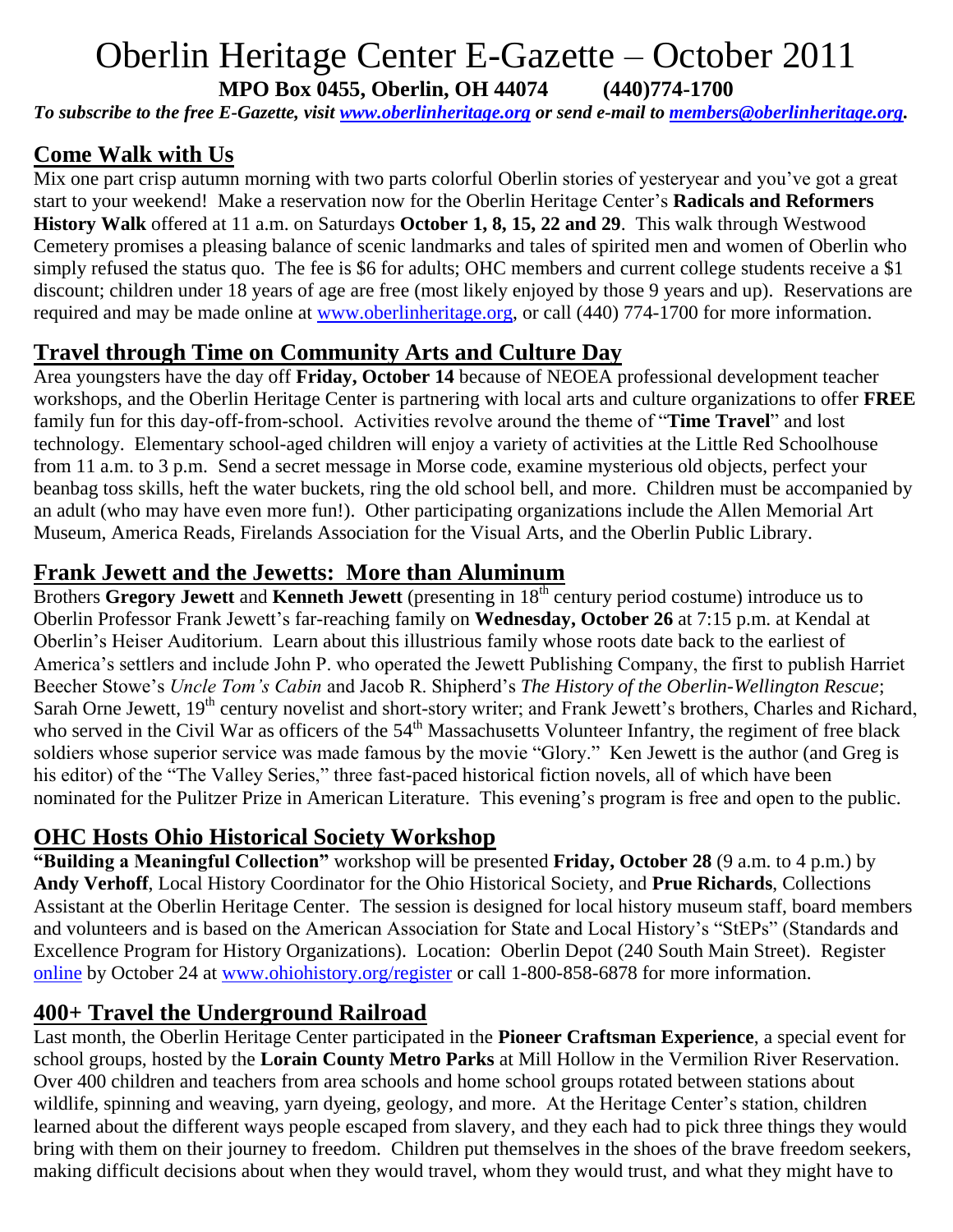# Oberlin Heritage Center E-Gazette – October 2011

**MPO Box 0455, Oberlin, OH 44074 (440)774-1700**

***To subscribe to the free E-Gazette, visit [www.oberlinheritage.org](http://www.oberlinheritage.org) or send e-mail to [members@oberlinheritage.org](mailto:members@oberlinheritage.org).***

## Come Walk with Us

Mix one part crisp autumn morning with two parts colorful Oberlin stories of yesteryear and you've got a great start to your weekend! Make a reservation now for the Oberlin Heritage Center's **Radicals and Reformers History Walk** offered at 11 a.m. on Saturdays **October 1, 8, 15, 22 and 29**. This walk through Westwood Cemetery promises a pleasing balance of scenic landmarks and tales of spirited men and women of Oberlin who simply refused the status quo. The fee is $6 for adults; OHC members and current college students receive a $1 discount; children under 18 years of age are free (most likely enjoyed by those 9 years and up). Reservations are required and may be made online at [www.oberlinheritage.org](http://www.oberlinheritage.org), or call (440) 774-1700 for more information.

## Travel through Time on Community Arts and Culture Day

Area youngsters have the day off **Friday, October 14** because of NEOEA professional development teacher workshops, and the Oberlin Heritage Center is partnering with local arts and culture organizations to offer **FREE** family fun for this day-off-from-school. Activities revolve around the theme of "**Time Travel**" and lost technology. Elementary school-aged children will enjoy a variety of activities at the Little Red Schoolhouse from 11 a.m. to 3 p.m. Send a secret message in Morse code, examine mysterious old objects, perfect your beanbag toss skills, heft the water buckets, ring the old school bell, and more. Children must be accompanied by an adult (who may have even more fun!). Other participating organizations include the Allen Memorial Art Museum, America Reads, Firelands Association for the Visual Arts, and the Oberlin Public Library.

## Frank Jewett and the Jewetts: More than Aluminum

Brothers **Gregory Jewett** and **Kenneth Jewett** (presenting in 18th century period costume) introduce us to Oberlin Professor Frank Jewett's far-reaching family on **Wednesday, October 26** at 7:15 p.m. at Kendal at Oberlin's Heiser Auditorium. Learn about this illustrious family whose roots date back to the earliest of America's settlers and include John P. who operated the Jewett Publishing Company, the first to publish Harriet Beecher Stowe's *Uncle Tom's Cabin* and Jacob R. Shipherd's *The History of the Oberlin-Wellington Rescue*; Sarah Orne Jewett, 19th century novelist and short-story writer; and Frank Jewett's brothers, Charles and Richard, who served in the Civil War as officers of the 54th Massachusetts Volunteer Infantry, the regiment of free black soldiers whose superior service was made famous by the movie "Glory." Ken Jewett is the author (and Greg is his editor) of the "The Valley Series," three fast-paced historical fiction novels, all of which have been nominated for the Pulitzer Prize in American Literature. This evening's program is free and open to the public.

## OHC Hosts Ohio Historical Society Workshop

**"Building a Meaningful Collection"** workshop will be presented **Friday, October 28** (9 a.m. to 4 p.m.) by **Andy Verhoff**, Local History Coordinator for the Ohio Historical Society, and **Prue Richards**, Collections Assistant at the Oberlin Heritage Center. The session is designed for local history museum staff, board members and volunteers and is based on the American Association for State and Local History's "StEPs" (Standards and Excellence Program for History Organizations). Location: Oberlin Depot (240 South Main Street). Register [online](http://www.ohiohistory.org/register) by October 24 at [www.ohiohistory.org/register](http://www.ohiohistory.org/register) or call 1-800-858-6878 for more information.

## 400+ Travel the Underground Railroad

Last month, the Oberlin Heritage Center participated in the **Pioneer Craftsman Experience**, a special event for school groups, hosted by the **Lorain County Metro Parks** at Mill Hollow in the Vermilion River Reservation. Over 400 children and teachers from area schools and home school groups rotated between stations about wildlife, spinning and weaving, yarn dyeing, geology, and more. At the Heritage Center's station, children learned about the different ways people escaped from slavery, and they each had to pick three things they would bring with them on their journey to freedom. Children put themselves in the shoes of the brave freedom seekers, making difficult decisions about when they would travel, whom they would trust, and what they might have to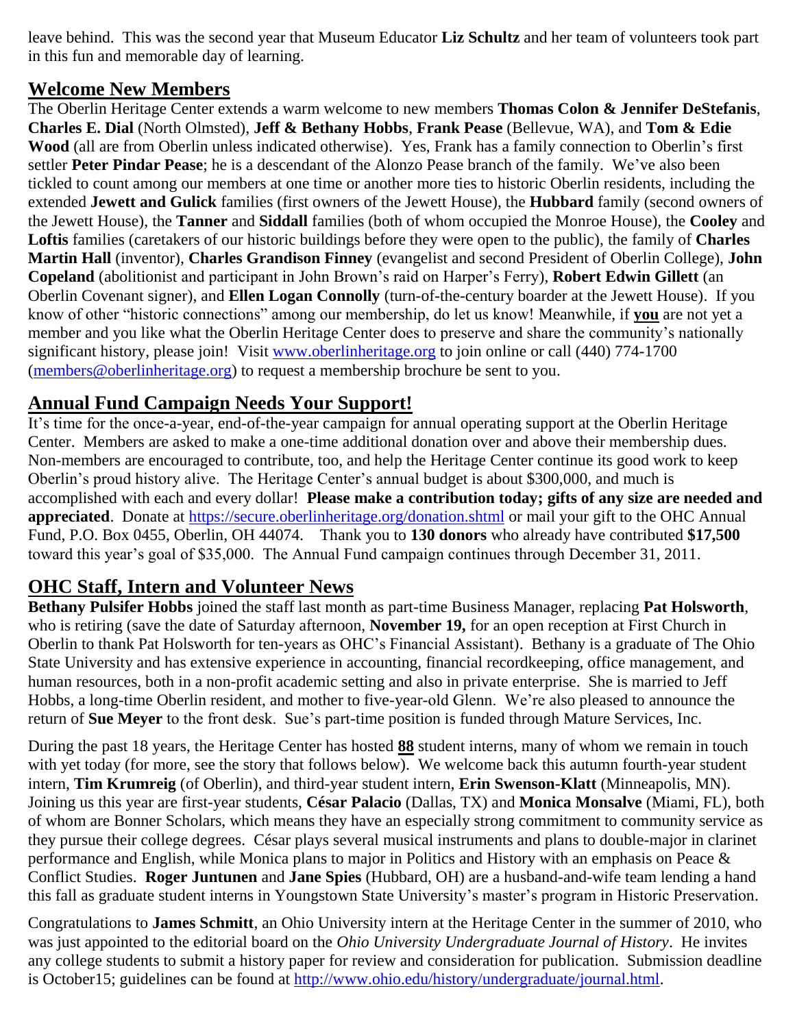leave behind. This was the second year that Museum Educator **Liz Schultz** and her team of volunteers took part in this fun and memorable day of learning.

## Welcome New Members

The Oberlin Heritage Center extends a warm welcome to new members **Thomas Colon & Jennifer DeStefanis**, **Charles E. Dial** (North Olmsted), **Jeff & Bethany Hobbs**, **Frank Pease** (Bellevue, WA), and **Tom & Edie Wood** (all are from Oberlin unless indicated otherwise). Yes, Frank has a family connection to Oberlin's first settler **Peter Pindar Pease**; he is a descendant of the Alonzo Pease branch of the family. We've also been tickled to count among our members at one time or another more ties to historic Oberlin residents, including the extended **Jewett and Gulick** families (first owners of the Jewett House), the **Hubbard** family (second owners of the Jewett House), the **Tanner** and **Siddall** families (both of whom occupied the Monroe House), the **Cooley** and **Loftis** families (caretakers of our historic buildings before they were open to the public), the family of **Charles Martin Hall** (inventor), **Charles Grandison Finney** (evangelist and second President of Oberlin College), **John Copeland** (abolitionist and participant in John Brown's raid on Harper's Ferry), **Robert Edwin Gillett** (an Oberlin Covenant signer), and **Ellen Logan Connolly** (turn-of-the-century boarder at the Jewett House). If you know of other "historic connections" among our membership, do let us know! Meanwhile, if **you** are not yet a member and you like what the Oberlin Heritage Center does to preserve and share the community's nationally significant history, please join! Visit www.oberlinheritage.org to join online or call (440) 774-1700 (members@oberlinheritage.org) to request a membership brochure be sent to you.

## Annual Fund Campaign Needs Your Support!

It's time for the once-a-year, end-of-the-year campaign for annual operating support at the Oberlin Heritage Center. Members are asked to make a one-time additional donation over and above their membership dues. Non-members are encouraged to contribute, too, and help the Heritage Center continue its good work to keep Oberlin's proud history alive. The Heritage Center's annual budget is about $300,000, and much is accomplished with each and every dollar! **Please make a contribution today; gifts of any size are needed and appreciated**. Donate at https://secure.oberlinheritage.org/donation.shtml or mail your gift to the OHC Annual Fund, P.O. Box 0455, Oberlin, OH 44074. Thank you to **130 donors** who already have contributed **$17,500** toward this year's goal of $35,000. The Annual Fund campaign continues through December 31, 2011.

## OHC Staff, Intern and Volunteer News

**Bethany Pulsifer Hobbs** joined the staff last month as part-time Business Manager, replacing **Pat Holsworth**, who is retiring (save the date of Saturday afternoon, **November 19,** for an open reception at First Church in Oberlin to thank Pat Holsworth for ten-years as OHC's Financial Assistant). Bethany is a graduate of The Ohio State University and has extensive experience in accounting, financial recordkeeping, office management, and human resources, both in a non-profit academic setting and also in private enterprise. She is married to Jeff Hobbs, a long-time Oberlin resident, and mother to five-year-old Glenn. We're also pleased to announce the return of **Sue Meyer** to the front desk. Sue's part-time position is funded through Mature Services, Inc.

During the past 18 years, the Heritage Center has hosted **88** student interns, many of whom we remain in touch with yet today (for more, see the story that follows below). We welcome back this autumn fourth-year student intern, **Tim Krumreig** (of Oberlin), and third-year student intern, **Erin Swenson-Klatt** (Minneapolis, MN). Joining us this year are first-year students, **César Palacio** (Dallas, TX) and **Monica Monsalve** (Miami, FL), both of whom are Bonner Scholars, which means they have an especially strong commitment to community service as they pursue their college degrees. César plays several musical instruments and plans to double-major in clarinet performance and English, while Monica plans to major in Politics and History with an emphasis on Peace & Conflict Studies. **Roger Juntunen** and **Jane Spies** (Hubbard, OH) are a husband-and-wife team lending a hand this fall as graduate student interns in Youngstown State University's master's program in Historic Preservation.

Congratulations to **James Schmitt**, an Ohio University intern at the Heritage Center in the summer of 2010, who was just appointed to the editorial board on the *Ohio University Undergraduate Journal of History*. He invites any college students to submit a history paper for review and consideration for publication. Submission deadline is October15; guidelines can be found at http://www.ohio.edu/history/undergraduate/journal.html.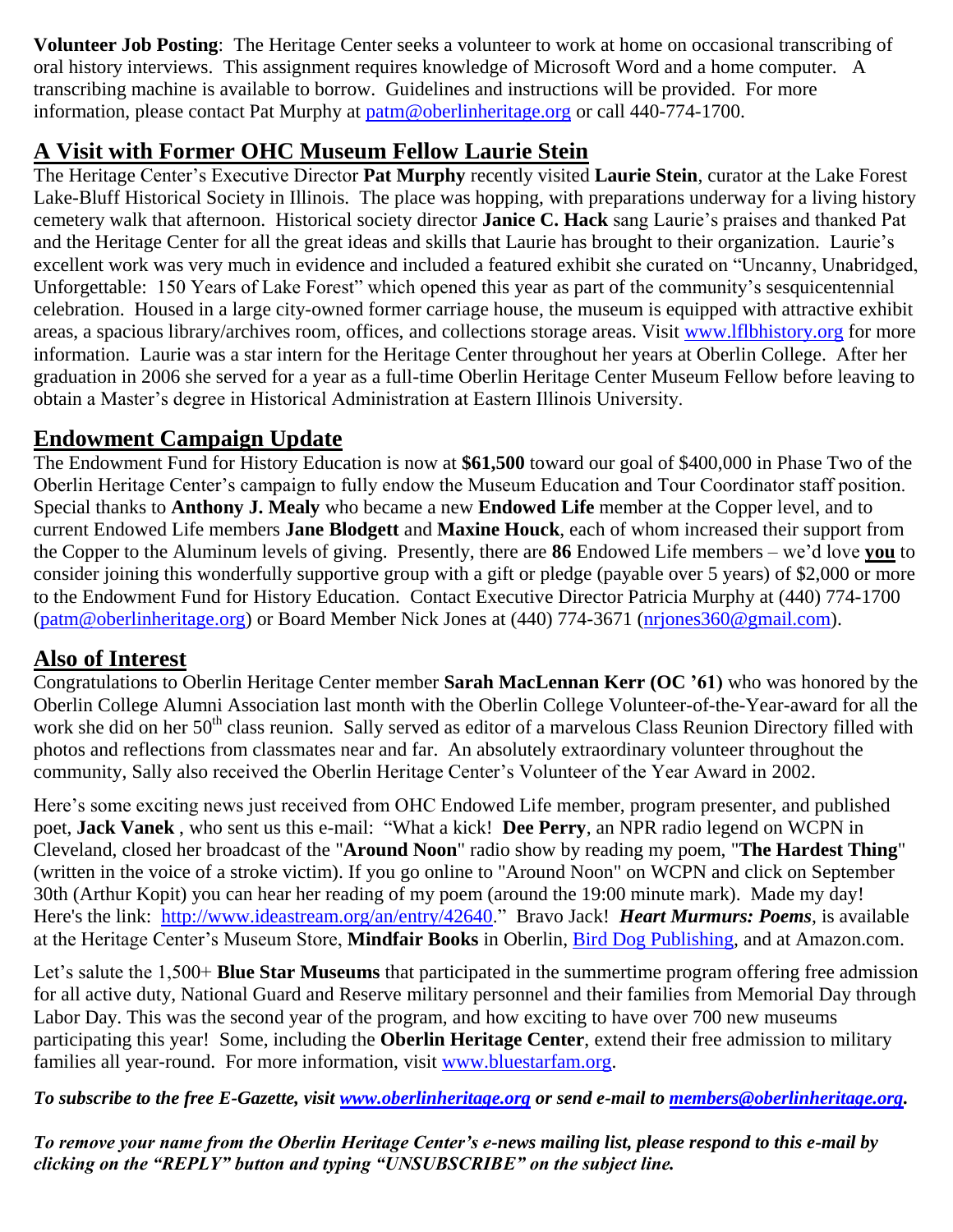**Volunteer Job Posting**: The Heritage Center seeks a volunteer to work at home on occasional transcribing of oral history interviews. This assignment requires knowledge of Microsoft Word and a home computer. A transcribing machine is available to borrow. Guidelines and instructions will be provided. For more information, please contact Pat Murphy at patm@oberlinheritage.org or call 440-774-1700.

## A Visit with Former OHC Museum Fellow Laurie Stein

The Heritage Center's Executive Director **Pat Murphy** recently visited **Laurie Stein**, curator at the Lake Forest Lake-Bluff Historical Society in Illinois. The place was hopping, with preparations underway for a living history cemetery walk that afternoon. Historical society director **Janice C. Hack** sang Laurie's praises and thanked Pat and the Heritage Center for all the great ideas and skills that Laurie has brought to their organization. Laurie's excellent work was very much in evidence and included a featured exhibit she curated on "Uncanny, Unabridged, Unforgettable: 150 Years of Lake Forest" which opened this year as part of the community's sesquicentennial celebration. Housed in a large city-owned former carriage house, the museum is equipped with attractive exhibit areas, a spacious library/archives room, offices, and collections storage areas. Visit www.lflbhistory.org for more information. Laurie was a star intern for the Heritage Center throughout her years at Oberlin College. After her graduation in 2006 she served for a year as a full-time Oberlin Heritage Center Museum Fellow before leaving to obtain a Master's degree in Historical Administration at Eastern Illinois University.

## Endowment Campaign Update

The Endowment Fund for History Education is now at **$61,500** toward our goal of $400,000 in Phase Two of the Oberlin Heritage Center's campaign to fully endow the Museum Education and Tour Coordinator staff position. Special thanks to **Anthony J. Mealy** who became a new **Endowed Life** member at the Copper level, and to current Endowed Life members **Jane Blodgett** and **Maxine Houck**, each of whom increased their support from the Copper to the Aluminum levels of giving. Presently, there are **86** Endowed Life members – we'd love **you** to consider joining this wonderfully supportive group with a gift or pledge (payable over 5 years) of $2,000 or more to the Endowment Fund for History Education. Contact Executive Director Patricia Murphy at (440) 774-1700 (patm@oberlinheritage.org) or Board Member Nick Jones at (440) 774-3671 (nrjones360@gmail.com).

## Also of Interest

Congratulations to Oberlin Heritage Center member **Sarah MacLennan Kerr (OC '61)** who was honored by the Oberlin College Alumni Association last month with the Oberlin College Volunteer-of-the-Year-award for all the work she did on her 50th class reunion. Sally served as editor of a marvelous Class Reunion Directory filled with photos and reflections from classmates near and far. An absolutely extraordinary volunteer throughout the community, Sally also received the Oberlin Heritage Center's Volunteer of the Year Award in 2002.

Here's some exciting news just received from OHC Endowed Life member, program presenter, and published poet, **Jack Vanek** , who sent us this e-mail: "What a kick! **Dee Perry**, an NPR radio legend on WCPN in Cleveland, closed her broadcast of the "**Around Noon**" radio show by reading my poem, "**The Hardest Thing**" (written in the voice of a stroke victim). If you go online to "Around Noon" on WCPN and click on September 30th (Arthur Kopit) you can hear her reading of my poem (around the 19:00 minute mark). Made my day! Here's the link: http://www.ideastream.org/an/entry/42640." Bravo Jack! ***Heart Murmurs: Poems***, is available at the Heritage Center's Museum Store, **Mindfair Books** in Oberlin, Bird Dog Publishing, and at Amazon.com.

Let's salute the 1,500+ **Blue Star Museums** that participated in the summertime program offering free admission for all active duty, National Guard and Reserve military personnel and their families from Memorial Day through Labor Day. This was the second year of the program, and how exciting to have over 700 new museums participating this year! Some, including the **Oberlin Heritage Center**, extend their free admission to military families all year-round. For more information, visit www.bluestarfam.org.

***To subscribe to the free E-Gazette, visit www.oberlinheritage.org or send e-mail to members@oberlinheritage.org.***

***To remove your name from the Oberlin Heritage Center's e-news mailing list, please respond to this e-mail by clicking on the "REPLY" button and typing "UNSUBSCRIBE" on the subject line.***